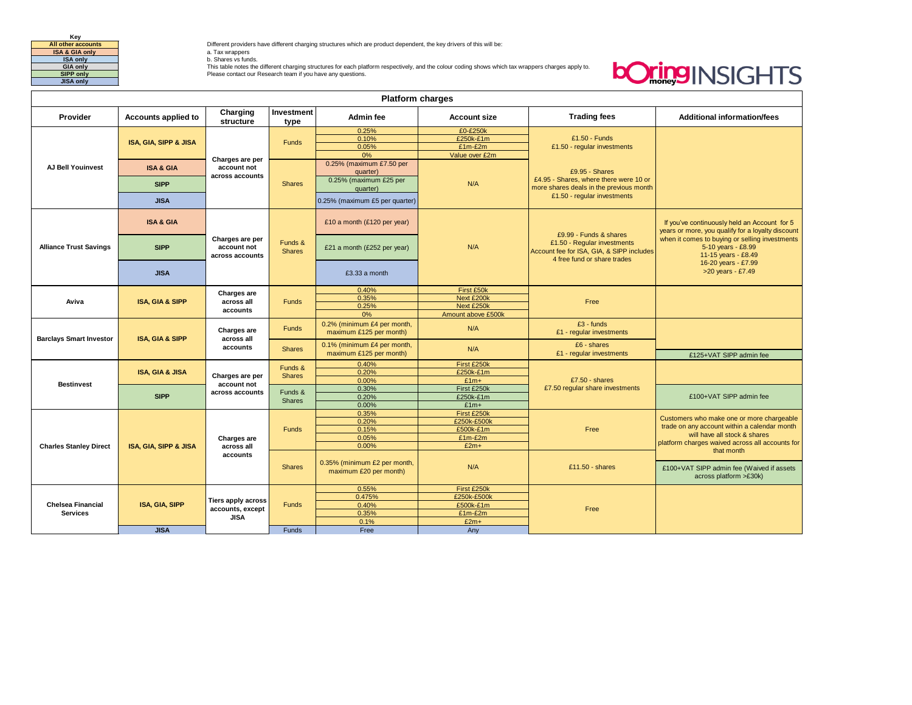**Key**

- All other accounts
- ISA & GIA only
- ISA only
- GIA only
- SIPP only
- JISA only

Different providers have different charging structures which are product dependent, the key drivers of this will be:
a. Tax wrappers
b. Shares vs funds.
This table notes the different charging structures for each platform respectively, and the colour coding shows which tax wrappers charges apply to.
Please contact our Research team if you have any questions.

boring money INSIGHTS

## Platform charges

| Provider | Accounts applied to | Charging structure | Investment type | Admin fee | Account size | Trading fees | Additional information/fees |
|---|---|---|---|---|---|---|---|
| AJ Bell Youinvest | ISA, GIA, SIPP & JISA | Charges are per account not across accounts | Funds | 0.25% | £0-£250k | £1.50 - Funds<br>£1.50 - regular investments | |
| | | | | 0.10% | £250k-£1m | | |
| | | | | 0.05% | £1m-£2m | | |
| | | | | 0% | Value over £2m | | |
| | ISA & GIA | | Shares | 0.25% (maximum £7.50 per quarter) | N/A | £9.95 - Shares<br>£4.95 - Shares, where there were 10 or more shares deals in the previous month<br>£1.50 - regular investments | |
| | SIPP | | | 0.25% (maximum £25 per quarter) | | | |
| | JISA | | | 0.25% (maximum £5 per quarter) | | | |
| Alliance Trust Savings | ISA & GIA | Charges are per account not across accounts | Funds & Shares | £10 a month (£120 per year) | N/A | £9.99 - Funds & shares<br>£1.50 - Regular investments<br>Account fee for ISA, GIA, & SIPP includes 4 free fund or share trades | If you've continuously held an Account for 5 years or more, you qualify for a loyalty discount when it comes to buying or selling investments<br>5-10 years - £8.99<br>11-15 years - £8.49<br>16-20 years - £7.99<br>>20 years - £7.49 |
| | SIPP | | | £21 a month (£252 per year) | | | |
| | JISA | | | £3.33 a month | | | |
| Aviva | ISA, GIA & SIPP | Charges are across all accounts | Funds | 0.40% | First £50k | Free | |
| | | | | 0.35% | Next £200k | | |
| | | | | 0.25% | Next £250k | | |
| | | | | 0% | Amount above £500k | | |
| Barclays Smart Investor | ISA, GIA & SIPP | Charges are across all accounts | Funds | 0.2% (minimum £4 per month, maximum £125 per month) | N/A | £3 - funds<br>£1 - regular investments | |
| | | | Shares | 0.1% (minimum £4 per month, maximum £125 per month) | N/A | £6 - shares<br>£1 - regular investments | £125+VAT SIPP admin fee |
| Bestinvest | ISA, GIA & JISA | Charges are per account not across accounts | Funds & Shares | 0.40% | First £250k | £7.50 - shares<br>£7.50 regular share investments | |
| | | | | 0.20% | £250k-£1m | | |
| | | | | 0.00% | £1m+ | | |
| | SIPP | | Funds & Shares | 0.30% | First £250k | | £100+VAT SIPP admin fee |
| | | | | 0.20% | £250k-£1m | | |
| | | | | 0.00% | £1m+ | | |
| Charles Stanley Direct | ISA, GIA, SIPP & JISA | Charges are across all accounts | Funds | 0.35% | First £250k | Free | Customers who make one or more chargeable trade on any account within a calendar month will have all stock & shares platform charges waived across all accounts for that month |
| | | | | 0.20% | £250k-£500k | | |
| | | | | 0.15% | £500k-£1m | | |
| | | | | 0.05% | £1m-£2m | | |
| | | | | 0.00% | £2m+ | | |
| | | | Shares | 0.35% (minimum £2 per month, maximum £20 per month) | N/A | £11.50 - shares | £100+VAT SIPP admin fee (Waived if assets across platform >£30k) |
| Chelsea Financial Services | ISA, GIA, SIPP | Tiers apply across accounts, except JISA | Funds | 0.55% | First £250k | Free | |
| | | | | 0.475% | £250k-£500k | | |
| | | | | 0.40% | £500k-£1m | | |
| | | | | 0.35% | £1m-£2m | | |
| | | | | 0.1% | £2m+ | | |
| | JISA | | Funds | Free | Any | | |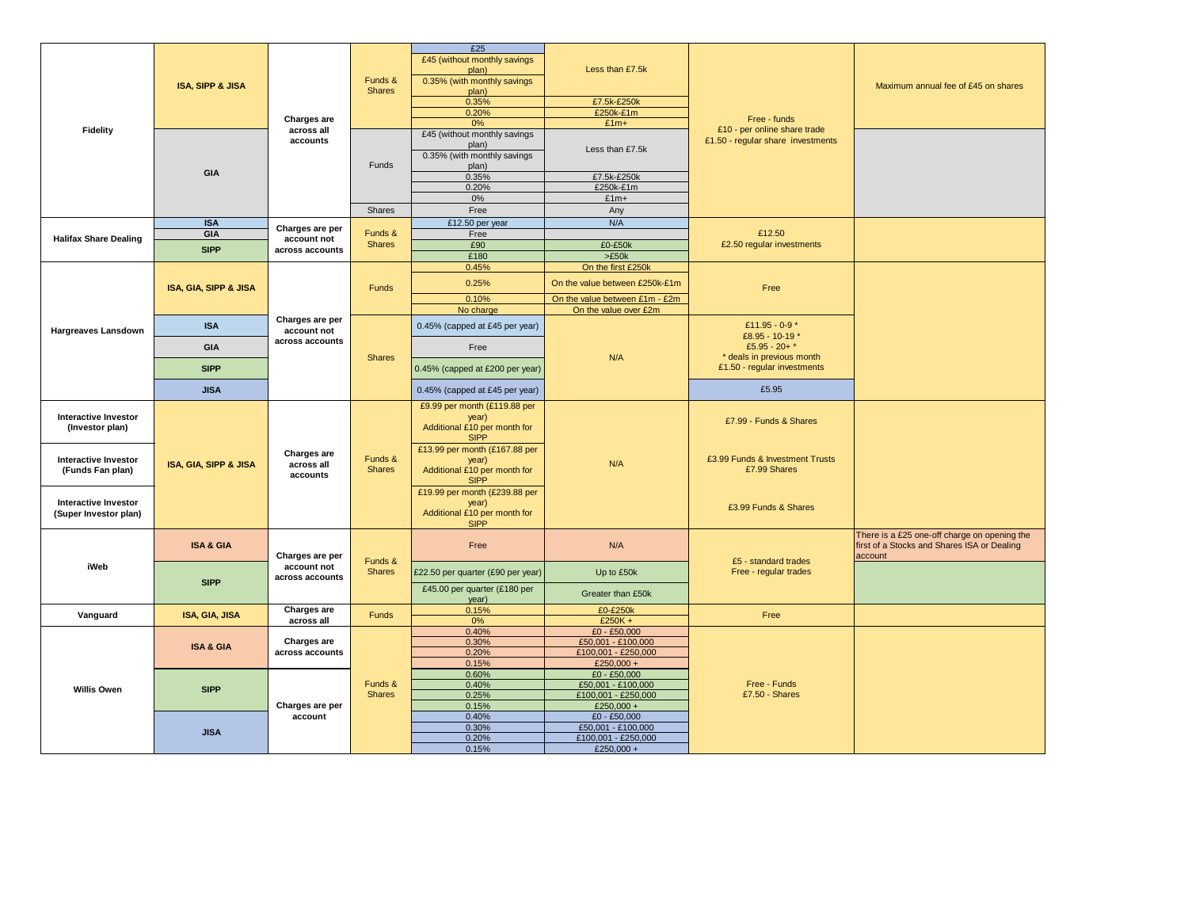| | | | | | | | |
|---|---|---|---|---|---|---|---|
| Fidelity | ISA, SIPP & JISA | Charges are across all accounts | Funds & Shares | £25 | | Free - funds<br>£10 - per online share trade<br>£1.50 - regular share investments | Maximum annual fee of £45 on shares |
| | | | | £45 (without monthly savings plan) | Less than £7.5k | | |
| | | | | 0.35% (with monthly savings plan) | | | |
| | | | | 0.35% | £7.5k-£250k | | |
| | | | | 0.20% | £250k-£1m | | |
| | | | | 0% | £1m+ | | |
| | GIA | | Funds | £45 (without monthly savings plan) | Less than £7.5k | | |
| | | | | 0.35% (with monthly savings plan) | | | |
| | | | | 0.35% | £7.5k-£250k | | |
| | | | | 0.20% | £250k-£1m | | |
| | | | | 0% | £1m+ | | |
| | | | Shares | Free | Any | | |
| Halifax Share Dealing | ISA | Charges are per account not across accounts | Funds & Shares | £12.50 per year | N/A | £12.50<br>£2.50 regular investments | |
| | GIA | | | Free | | | |
| | SIPP | | | £90 | £0-£50k | | |
| | | | | £180 | >£50k | | |
| Hargreaves Lansdown | ISA, GIA, SIPP & JISA | Charges are per account not across accounts | Funds | 0.45% | On the first £250k | Free | |
| | | | | 0.25% | On the value between £250k-£1m | | |
| | | | | 0.10% | On the value between £1m - £2m | | |
| | | | | No charge | On the value over £2m | | |
| | ISA | | Shares | 0.45% (capped at £45 per year) | N/A | £11.95 - 0-9 *<br>£8.95 - 10-19 *<br>£5.95 - 20+ *<br>* deals in previous month<br>£1.50 - regular investments | |
| | GIA | | | Free | | | |
| | SIPP | | | 0.45% (capped at £200 per year) | | | |
| | JISA | | | 0.45% (capped at £45 per year) | | £5.95 | |
| Interactive Investor (Investor plan) | ISA, GIA, SIPP & JISA | Charges are across all accounts | Funds & Shares | £9.99 per month (£119.88 per year)<br>Additional £10 per month for SIPP | N/A | £7.99 - Funds & Shares | |
| Interactive Investor (Funds Fan plan) | | | | £13.99 per month (£167.88 per year)<br>Additional £10 per month for SIPP | | £3.99 Funds & Investment Trusts<br>£7.99 Shares | |
| Interactive Investor (Super Investor plan) | | | | £19.99 per month (£239.88 per year)<br>Additional £10 per month for SIPP | | £3.99 Funds & Shares | |
| iWeb | ISA & GIA | Charges are per account not across accounts | Funds & Shares | Free | N/A | £5 - standard trades<br>Free - regular trades | There is a £25 one-off charge on opening the first of a Stocks and Shares ISA or Dealing account |
| | SIPP | | | £22.50 per quarter (£90 per year) | Up to £50k | | |
| | | | | £45.00 per quarter (£180 per year) | Greater than £50k | | |
| Vanguard | ISA, GIA, JISA | Charges are across all | Funds | 0.15% | £0-£250k | Free | |
| | | | | 0% | £250K + | | |
| Willis Owen | ISA & GIA | Charges are across accounts | Funds & Shares | 0.40% | £0 - £50,000 | Free - Funds<br>£7.50 - Shares | |
| | | | | 0.30% | £50,001 - £100,000 | | |
| | | | | 0.20% | £100,001 - £250,000 | | |
| | | | | 0.15% | £250,000 + | | |
| | SIPP | Charges are per account | | 0.60% | £0 - £50,000 | | |
| | | | | 0.40% | £50,001 - £100,000 | | |
| | | | | 0.25% | £100,001 - £250,000 | | |
| | | | | 0.15% | £250,000 + | | |
| | JISA | | | 0.40% | £0 - £50,000 | | |
| | | | | 0.30% | £50,001 - £100,000 | | |
| | | | | 0.20% | £100,001 - £250,000 | | |
| | | | | 0.15% | £250,000 + | | |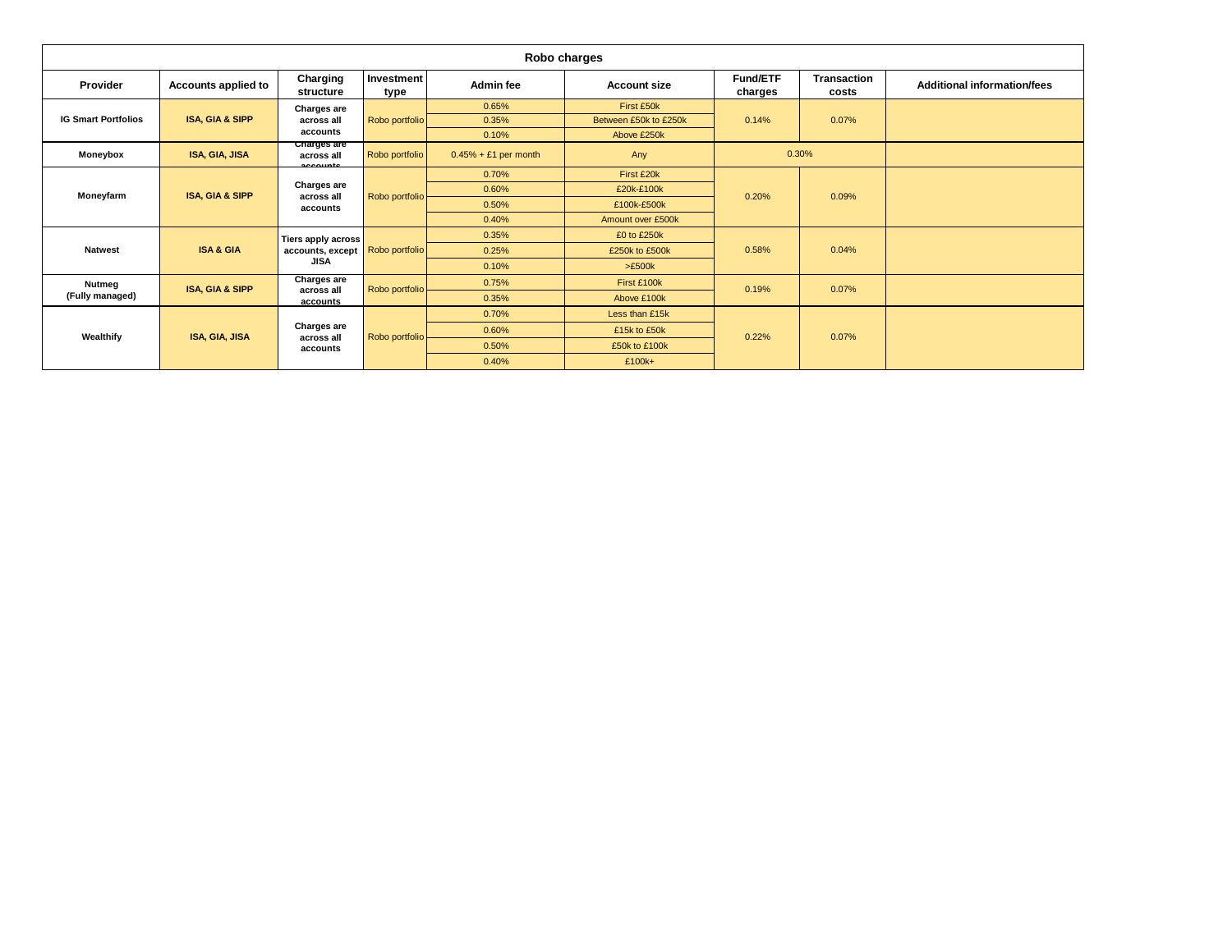## Robo charges

| Provider | Accounts applied to | Charging structure | Investment type | Admin fee | Account size | Fund/ETF charges | Transaction costs | Additional information/fees |
|---|---|---|---|---|---|---|---|---|
| **IG Smart Portfolios** | **ISA, GIA & SIPP** | **Charges are across all accounts** | Robo portfolio | 0.65% | First £50k | 0.14% | 0.07% | |
| | | | | 0.35% | Between £50k to £250k | | | |
| | | | | 0.10% | Above £250k | | | |
| **Moneybox** | **ISA, GIA, JISA** | **Charges are across all accounts** | Robo portfolio | 0.45% + £1 per month | Any | 0.30% | | |
| **Moneyfarm** | **ISA, GIA & SIPP** | **Charges are across all accounts** | Robo portfolio | 0.70% | First £20k | 0.20% | 0.09% | |
| | | | | 0.60% | £20k-£100k | | | |
| | | | | 0.50% | £100k-£500k | | | |
| | | | | 0.40% | Amount over £500k | | | |
| **Natwest** | **ISA & GIA** | **Tiers apply across accounts, except JISA** | Robo portfolio | 0.35% | £0 to £250k | 0.58% | 0.04% | |
| | | | | 0.25% | £250k to £500k | | | |
| | | | | 0.10% | >£500k | | | |
| **Nutmeg (Fully managed)** | **ISA, GIA & SIPP** | **Charges are across all accounts** | Robo portfolio | 0.75% | First £100k | 0.19% | 0.07% | |
| | | | | 0.35% | Above £100k | | | |
| **Wealthify** | **ISA, GIA, JISA** | **Charges are across all accounts** | Robo portfolio | 0.70% | Less than £15k | 0.22% | 0.07% | |
| | | | | 0.60% | £15k to £50k | | | |
| | | | | 0.50% | £50k to £100k | | | |
| | | | | 0.40% | £100k+ | | | |